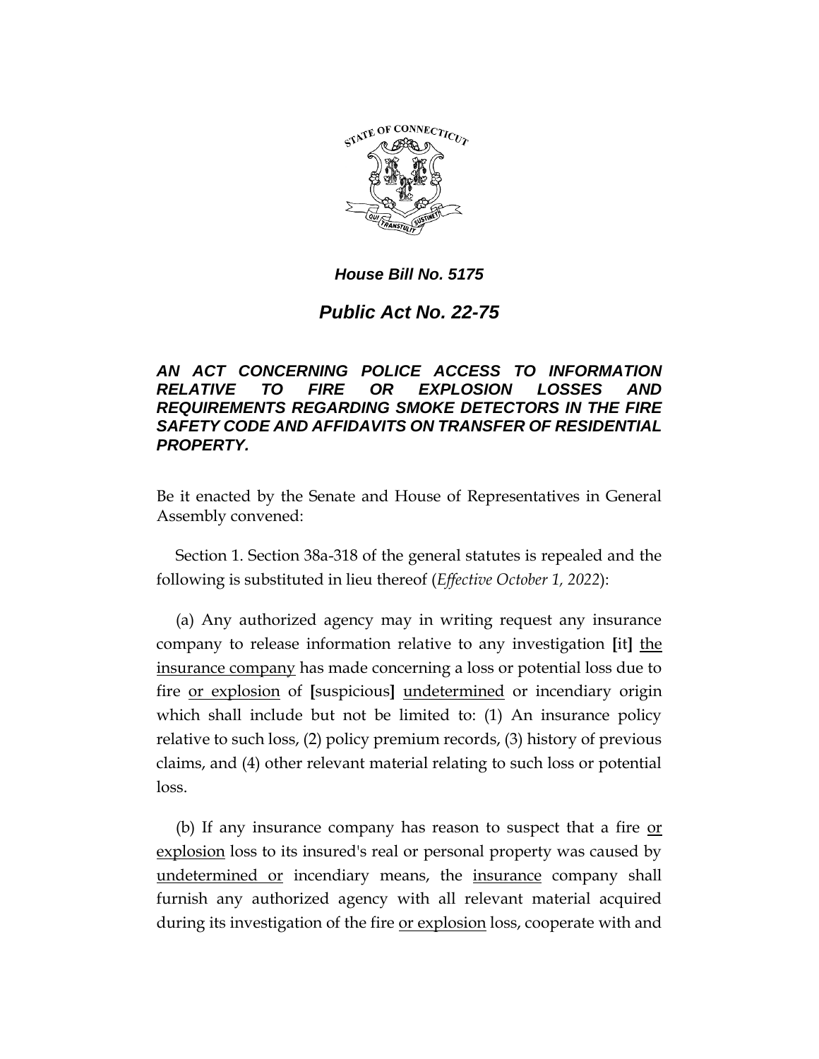*House Bill No. 5175*

# *Public Act No. 22-75*

## *AN ACT CONCERNING POLICE ACCESS TO INFORMATION RELATIVE TO FIRE OR EXPLOSION LOSSES AND REQUIREMENTS REGARDING SMOKE DETECTORS IN THE FIRE SAFETY CODE AND AFFIDAVITS ON TRANSFER OF RESIDENTIAL PROPERTY.*

Be it enacted by the Senate and House of Representatives in General Assembly convened:

Section 1. Section 38a-318 of the general statutes is repealed and the following is substituted in lieu thereof (*Effective October 1, 2022*):

(a) Any authorized agency may in writing request any insurance company to release information relative to any investigation **[**it**]** <u>the insurance company</u> has made concerning a loss or potential loss due to fire <u>or explosion</u> of **[**suspicious**]** <u>undetermined</u> or incendiary origin which shall include but not be limited to: (1) An insurance policy relative to such loss, (2) policy premium records, (3) history of previous claims, and (4) other relevant material relating to such loss or potential loss.

(b) If any insurance company has reason to suspect that a fire <u>or explosion</u> loss to its insured's real or personal property was caused by <u>undetermined or</u> incendiary means, the <u>insurance</u> company shall furnish any authorized agency with all relevant material acquired during its investigation of the fire <u>or explosion</u> loss, cooperate with and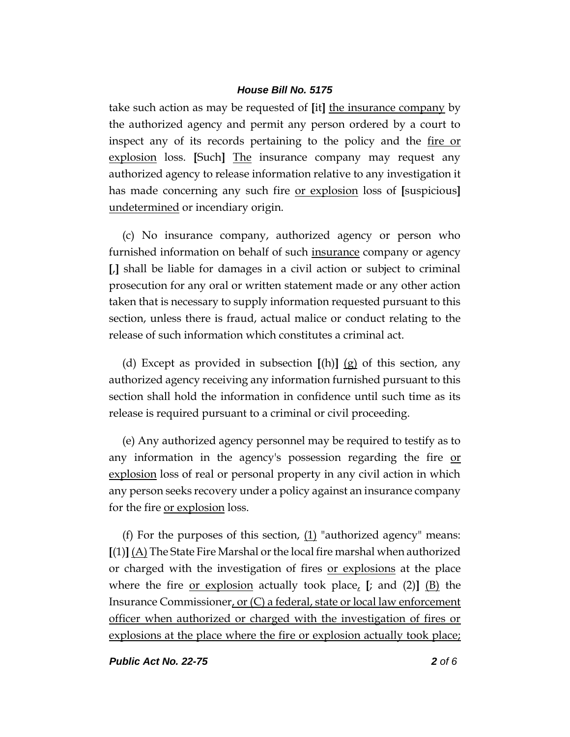take such action as may be requested of [it] <u>the insurance company</u> by the authorized agency and permit any person ordered by a court to inspect any of its records pertaining to the policy and the <u>fire or explosion</u> loss. [Such] <u>The</u> insurance company may request any authorized agency to release information relative to any investigation it has made concerning any such fire <u>or explosion</u> loss of [suspicious] <u>undetermined</u> or incendiary origin.

(c) No insurance company, authorized agency or person who furnished information on behalf of such <u>insurance</u> company or agency [,] shall be liable for damages in a civil action or subject to criminal prosecution for any oral or written statement made or any other action taken that is necessary to supply information requested pursuant to this section, unless there is fraud, actual malice or conduct relating to the release of such information which constitutes a criminal act.

(d) Except as provided in subsection [(h)] <u>(g)</u> of this section, any authorized agency receiving any information furnished pursuant to this section shall hold the information in confidence until such time as its release is required pursuant to a criminal or civil proceeding.

(e) Any authorized agency personnel may be required to testify as to any information in the agency's possession regarding the fire <u>or explosion</u> loss of real or personal property in any civil action in which any person seeks recovery under a policy against an insurance company for the fire <u>or explosion</u> loss.

(f) For the purposes of this section, <u>(1)</u> "authorized agency" means: [(1)] <u>(A)</u> The State Fire Marshal or the local fire marshal when authorized or charged with the investigation of fires <u>or explosions</u> at the place where the fire <u>or explosion</u> actually took place<u>,</u> [; and (2)] <u>(B)</u> the Insurance Commissioner<u>, or (C) a federal, state or local law enforcement officer when authorized or charged with the investigation of fires or explosions at the place where the fire or explosion actually took place;</u>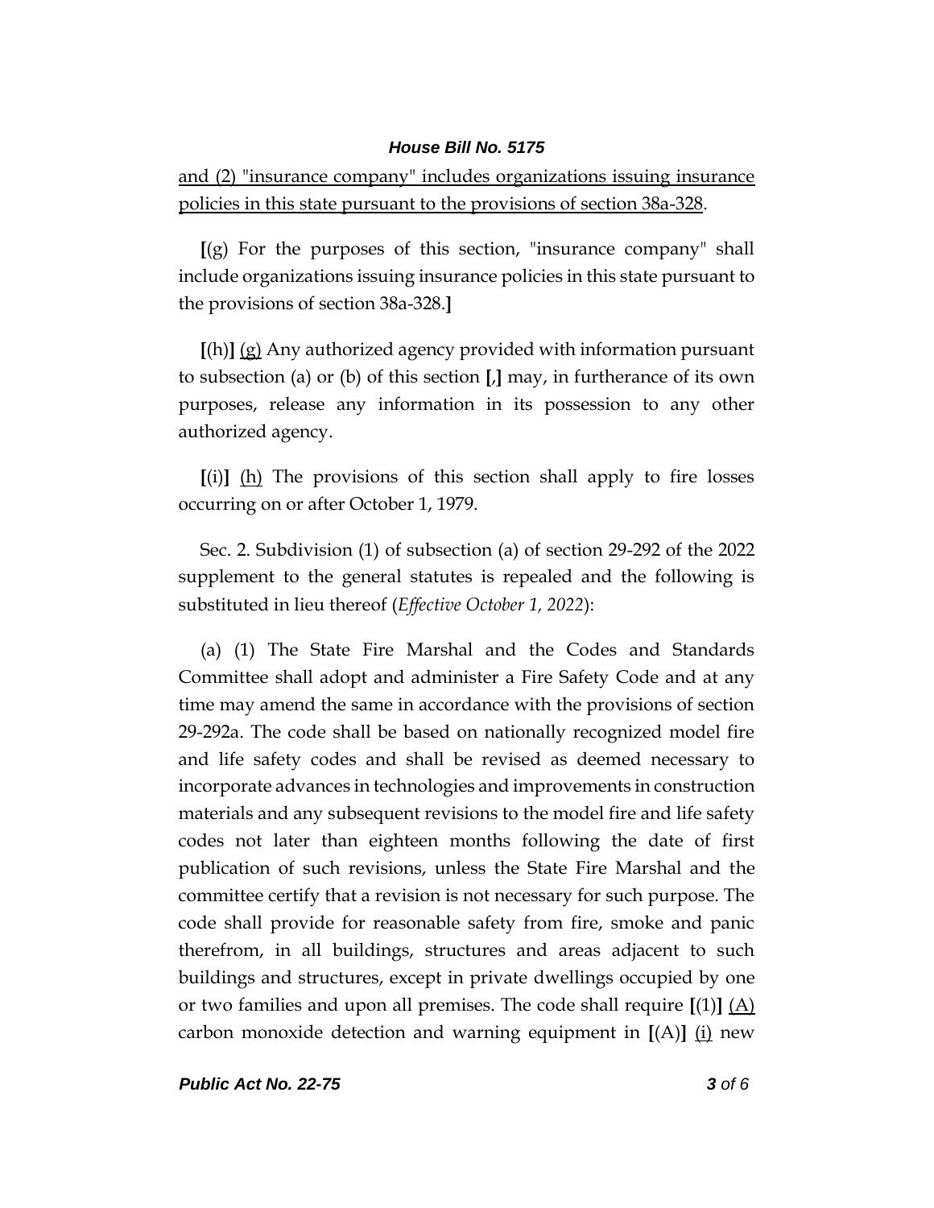and (2) "insurance company" includes organizations issuing insurance policies in this state pursuant to the provisions of section 38a-328.

[(g) For the purposes of this section, "insurance company" shall include organizations issuing insurance policies in this state pursuant to the provisions of section 38a-328.]

[(h)] (g) Any authorized agency provided with information pursuant to subsection (a) or (b) of this section [,] may, in furtherance of its own purposes, release any information in its possession to any other authorized agency.

[(i)] (h) The provisions of this section shall apply to fire losses occurring on or after October 1, 1979.

Sec. 2. Subdivision (1) of subsection (a) of section 29-292 of the 2022 supplement to the general statutes is repealed and the following is substituted in lieu thereof (*Effective October 1, 2022*):

(a) (1) The State Fire Marshal and the Codes and Standards Committee shall adopt and administer a Fire Safety Code and at any time may amend the same in accordance with the provisions of section 29-292a. The code shall be based on nationally recognized model fire and life safety codes and shall be revised as deemed necessary to incorporate advances in technologies and improvements in construction materials and any subsequent revisions to the model fire and life safety codes not later than eighteen months following the date of first publication of such revisions, unless the State Fire Marshal and the committee certify that a revision is not necessary for such purpose. The code shall provide for reasonable safety from fire, smoke and panic therefrom, in all buildings, structures and areas adjacent to such buildings and structures, except in private dwellings occupied by one or two families and upon all premises. The code shall require [(1)] (A) carbon monoxide detection and warning equipment in [(A)] (i) new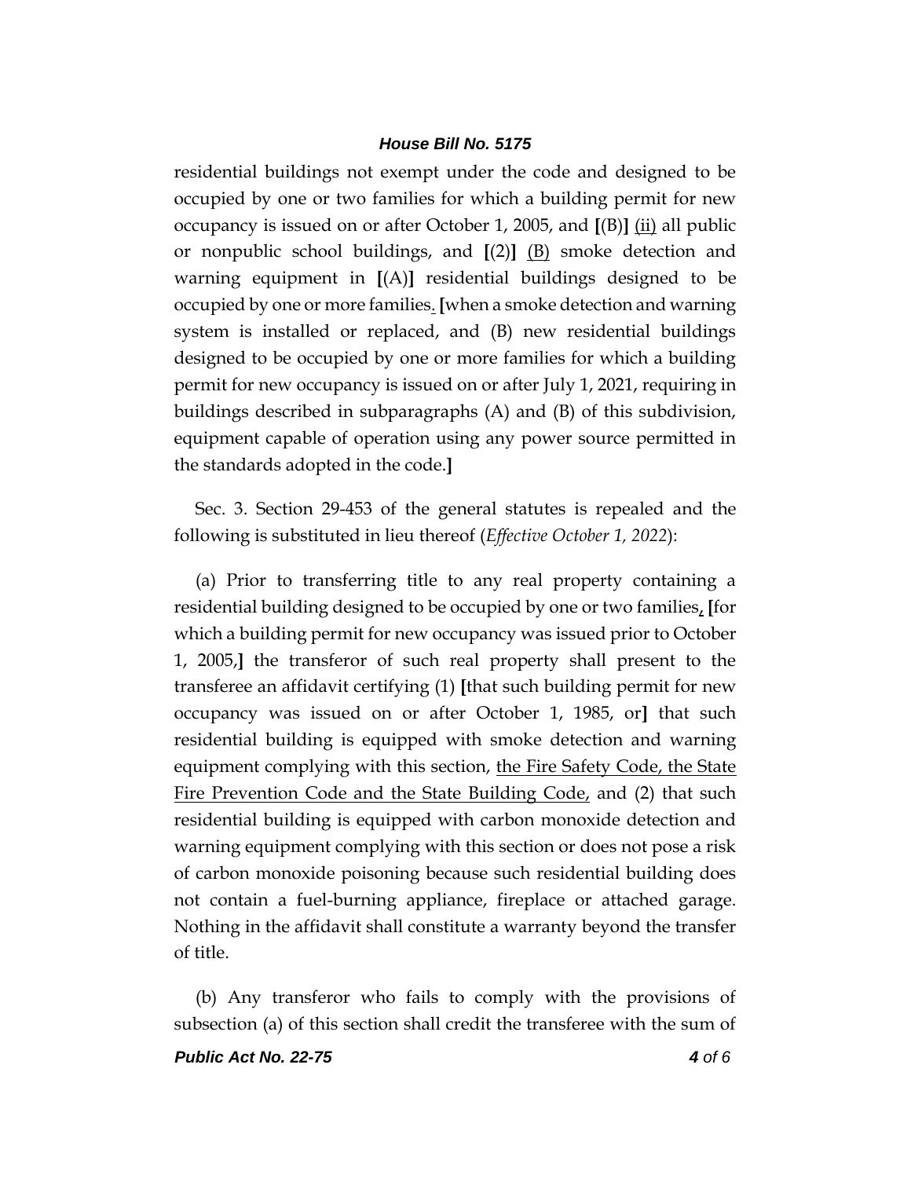residential buildings not exempt under the code and designed to be occupied by one or two families for which a building permit for new occupancy is issued on or after October 1, 2005, and **[**(B)**]** <u>(ii)</u> all public or nonpublic school buildings, and **[**(2)**]** <u>(B)</u> smoke detection and warning equipment in **[**(A)**]** residential buildings designed to be occupied by one or more families<u>.</u> **[**when a smoke detection and warning system is installed or replaced, and (B) new residential buildings designed to be occupied by one or more families for which a building permit for new occupancy is issued on or after July 1, 2021, requiring in buildings described in subparagraphs (A) and (B) of this subdivision, equipment capable of operation using any power source permitted in the standards adopted in the code.**]**

Sec. 3. Section 29-453 of the general statutes is repealed and the following is substituted in lieu thereof (*Effective October 1, 2022*):

(a) Prior to transferring title to any real property containing a residential building designed to be occupied by one or two families<u>,</u> **[**for which a building permit for new occupancy was issued prior to October 1, 2005,**]** the transferor of such real property shall present to the transferee an affidavit certifying (1) **[**that such building permit for new occupancy was issued on or after October 1, 1985, or**]** that such residential building is equipped with smoke detection and warning equipment complying with this section, <u>the Fire Safety Code, the State Fire Prevention Code and the State Building Code,</u> and (2) that such residential building is equipped with carbon monoxide detection and warning equipment complying with this section or does not pose a risk of carbon monoxide poisoning because such residential building does not contain a fuel-burning appliance, fireplace or attached garage. Nothing in the affidavit shall constitute a warranty beyond the transfer of title.

(b) Any transferor who fails to comply with the provisions of subsection (a) of this section shall credit the transferee with the sum of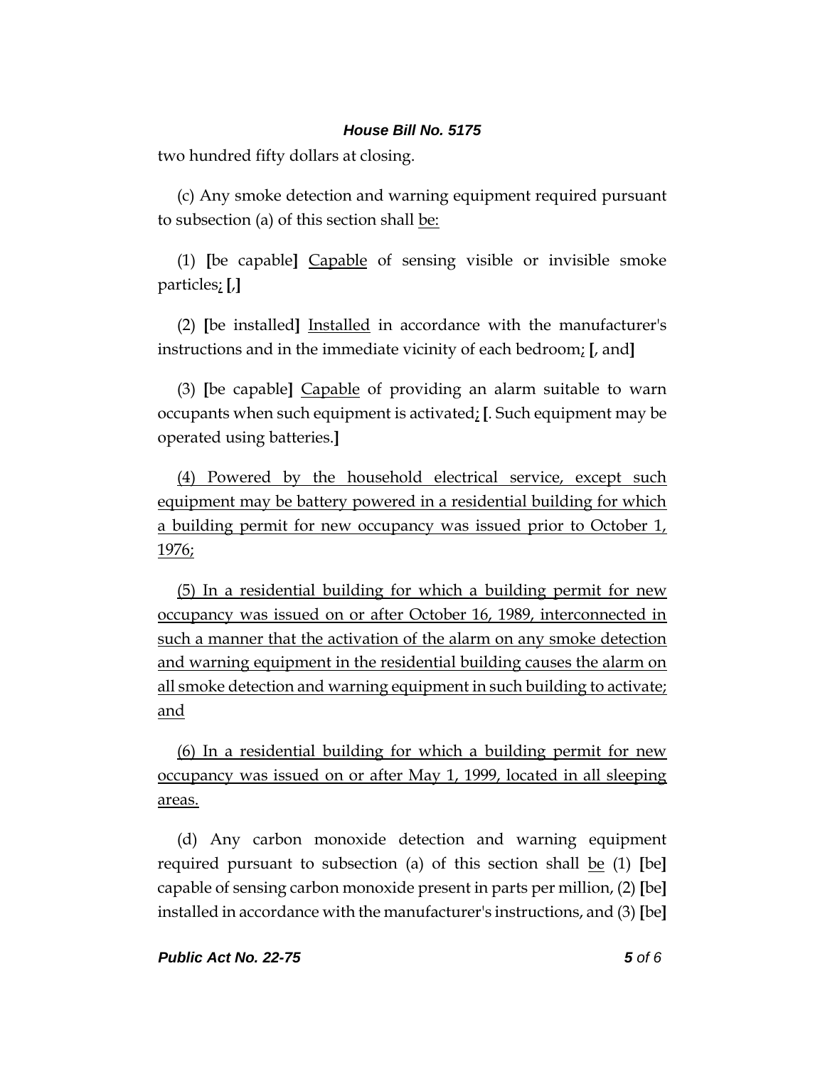two hundred fifty dollars at closing.

(c) Any smoke detection and warning equipment required pursuant to subsection (a) of this section shall <u>be:</u>

(1) **[**be capable**]** <u>Capable</u> of sensing visible or invisible smoke particles<u>;</u> **[**,**]**

(2) **[**be installed**]** <u>Installed</u> in accordance with the manufacturer's instructions and in the immediate vicinity of each bedroom<u>;</u> **[**, and**]**

(3) **[**be capable**]** <u>Capable</u> of providing an alarm suitable to warn occupants when such equipment is activated<u>;</u> **[**. Such equipment may be operated using batteries.**]**

<u>(4) Powered by the household electrical service, except such equipment may be battery powered in a residential building for which a building permit for new occupancy was issued prior to October 1, 1976;</u>

<u>(5) In a residential building for which a building permit for new occupancy was issued on or after October 16, 1989, interconnected in such a manner that the activation of the alarm on any smoke detection and warning equipment in the residential building causes the alarm on all smoke detection and warning equipment in such building to activate; and</u>

<u>(6) In a residential building for which a building permit for new occupancy was issued on or after May 1, 1999, located in all sleeping areas.</u>

(d) Any carbon monoxide detection and warning equipment required pursuant to subsection (a) of this section shall <u>be</u> (1) **[**be**]** capable of sensing carbon monoxide present in parts per million, (2) **[**be**]** installed in accordance with the manufacturer's instructions, and (3) **[**be**]**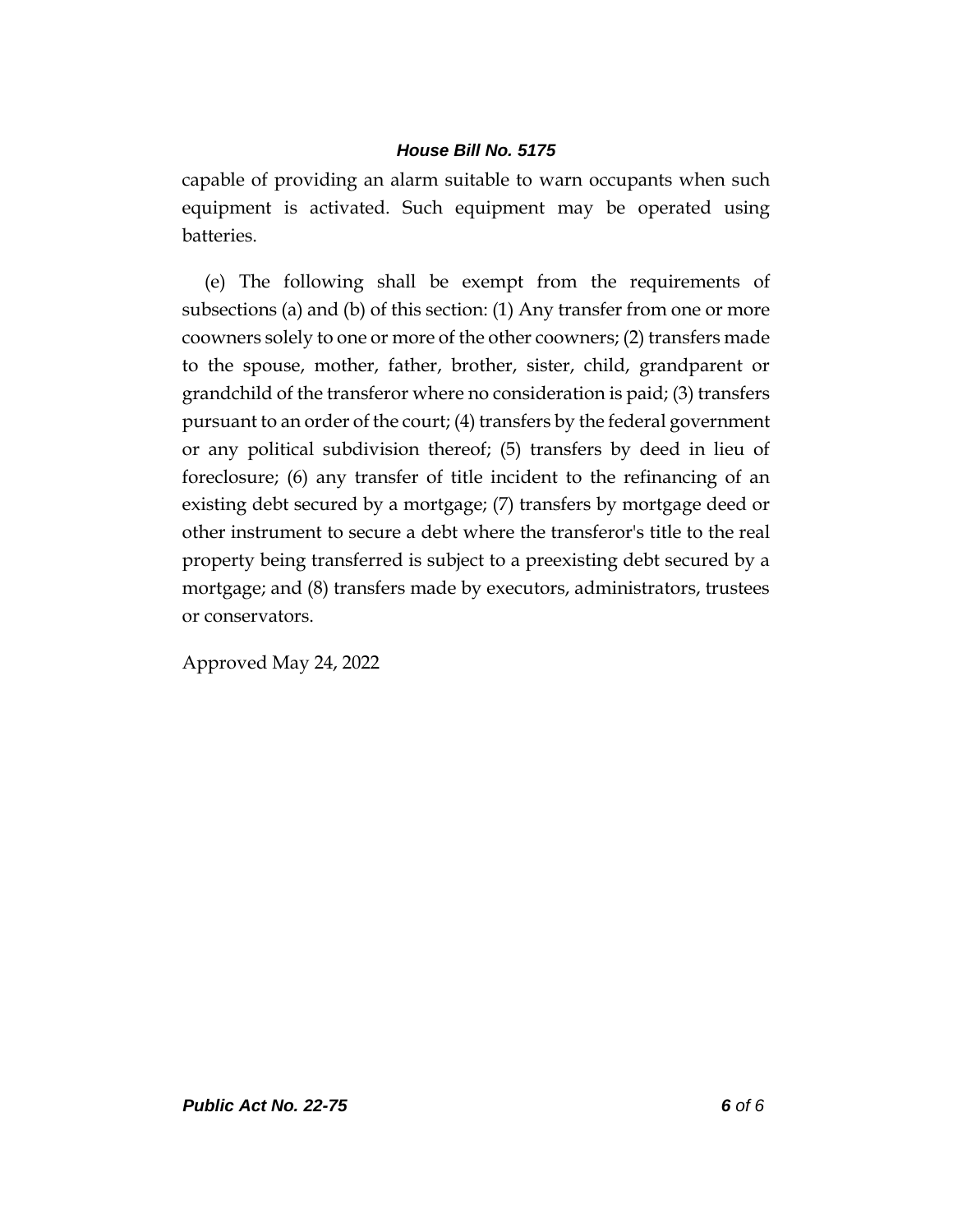capable of providing an alarm suitable to warn occupants when such equipment is activated. Such equipment may be operated using batteries.

(e) The following shall be exempt from the requirements of subsections (a) and (b) of this section: (1) Any transfer from one or more coowners solely to one or more of the other coowners; (2) transfers made to the spouse, mother, father, brother, sister, child, grandparent or grandchild of the transferor where no consideration is paid; (3) transfers pursuant to an order of the court; (4) transfers by the federal government or any political subdivision thereof; (5) transfers by deed in lieu of foreclosure; (6) any transfer of title incident to the refinancing of an existing debt secured by a mortgage; (7) transfers by mortgage deed or other instrument to secure a debt where the transferor's title to the real property being transferred is subject to a preexisting debt secured by a mortgage; and (8) transfers made by executors, administrators, trustees or conservators.

Approved May 24, 2022